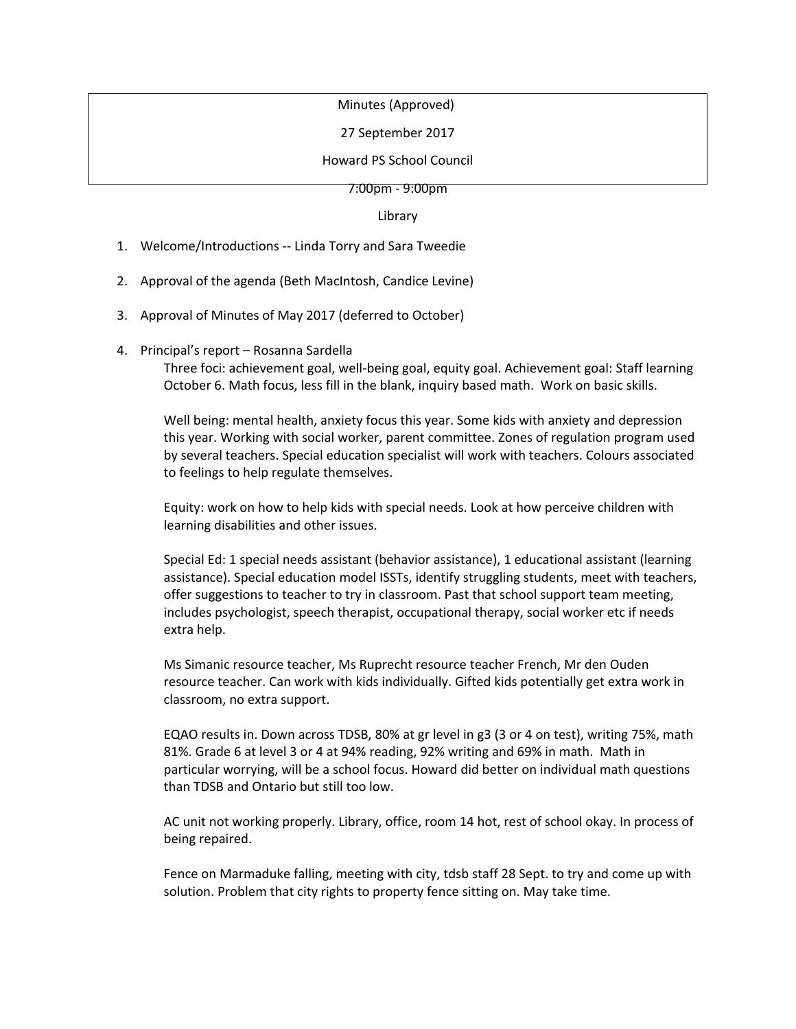Minutes (Approved)

27 September 2017

Howard PS School Council

7:00pm - 9:00pm

Library

1. Welcome/Introductions -- Linda Torry and Sara Tweedie

2. Approval of the agenda (Beth MacIntosh, Candice Levine)

3. Approval of Minutes of May 2017 (deferred to October)

4. Principal's report – Rosanna Sardella

   Three foci: achievement goal, well-being goal, equity goal. Achievement goal: Staff learning October 6. Math focus, less fill in the blank, inquiry based math. Work on basic skills.

   Well being: mental health, anxiety focus this year. Some kids with anxiety and depression this year. Working with social worker, parent committee. Zones of regulation program used by several teachers. Special education specialist will work with teachers. Colours associated to feelings to help regulate themselves.

   Equity: work on how to help kids with special needs. Look at how perceive children with learning disabilities and other issues.

   Special Ed: 1 special needs assistant (behavior assistance), 1 educational assistant (learning assistance). Special education model ISSTs, identify struggling students, meet with teachers, offer suggestions to teacher to try in classroom. Past that school support team meeting, includes psychologist, speech therapist, occupational therapy, social worker etc if needs extra help.

   Ms Simanic resource teacher, Ms Ruprecht resource teacher French, Mr den Ouden resource teacher. Can work with kids individually. Gifted kids potentially get extra work in classroom, no extra support.

   EQAO results in. Down across TDSB, 80% at gr level in g3 (3 or 4 on test), writing 75%, math 81%. Grade 6 at level 3 or 4 at 94% reading, 92% writing and 69% in math. Math in particular worrying, will be a school focus. Howard did better on individual math questions than TDSB and Ontario but still too low.

   AC unit not working properly. Library, office, room 14 hot, rest of school okay. In process of being repaired.

   Fence on Marmaduke falling, meeting with city, tdsb staff 28 Sept. to try and come up with solution. Problem that city rights to property fence sitting on. May take time.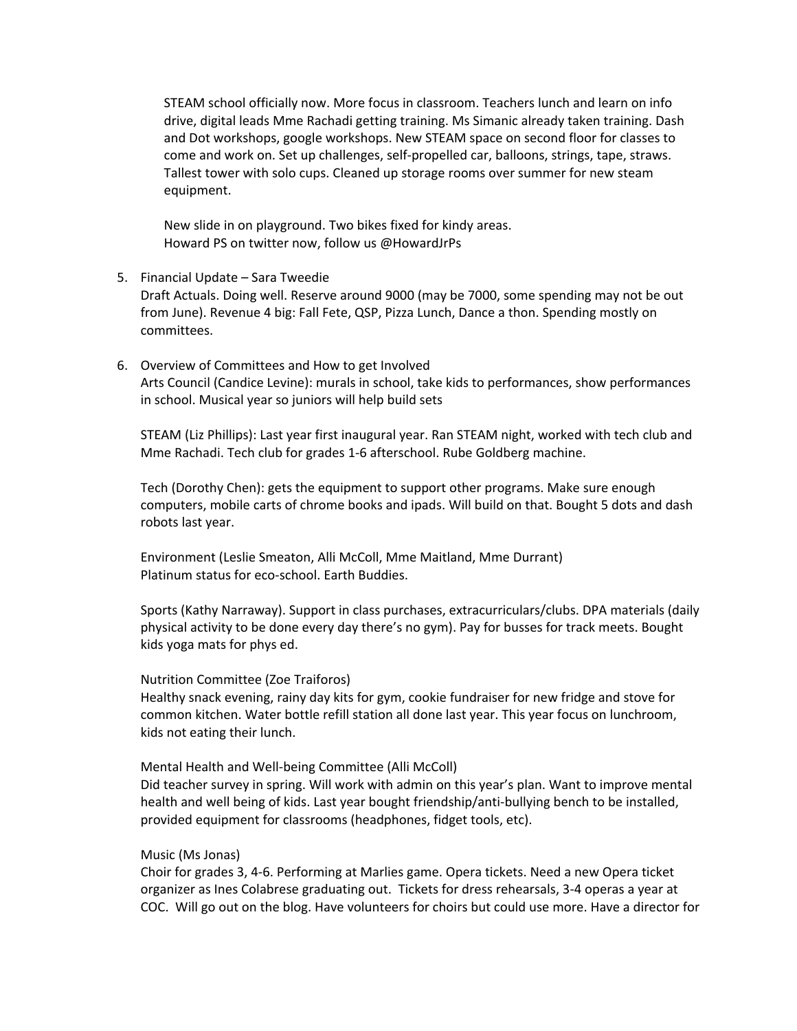STEAM school officially now. More focus in classroom. Teachers lunch and learn on info drive, digital leads Mme Rachadi getting training. Ms Simanic already taken training. Dash and Dot workshops, google workshops. New STEAM space on second floor for classes to come and work on. Set up challenges, self-propelled car, balloons, strings, tape, straws. Tallest tower with solo cups. Cleaned up storage rooms over summer for new steam equipment.

New slide in on playground. Two bikes fixed for kindy areas.
Howard PS on twitter now, follow us @HowardJrPs

5. Financial Update – Sara Tweedie
   Draft Actuals. Doing well. Reserve around 9000 (may be 7000, some spending may not be out from June). Revenue 4 big: Fall Fete, QSP, Pizza Lunch, Dance a thon. Spending mostly on committees.

6. Overview of Committees and How to get Involved
   Arts Council (Candice Levine): murals in school, take kids to performances, show performances in school. Musical year so juniors will help build sets

   STEAM (Liz Phillips): Last year first inaugural year. Ran STEAM night, worked with tech club and Mme Rachadi. Tech club for grades 1-6 afterschool. Rube Goldberg machine.

   Tech (Dorothy Chen): gets the equipment to support other programs. Make sure enough computers, mobile carts of chrome books and ipads. Will build on that. Bought 5 dots and dash robots last year.

   Environment (Leslie Smeaton, Alli McColl, Mme Maitland, Mme Durrant)
   Platinum status for eco-school. Earth Buddies.

   Sports (Kathy Narraway). Support in class purchases, extracurriculars/clubs. DPA materials (daily physical activity to be done every day there's no gym). Pay for busses for track meets. Bought kids yoga mats for phys ed.

   Nutrition Committee (Zoe Traiforos)
   Healthy snack evening, rainy day kits for gym, cookie fundraiser for new fridge and stove for common kitchen. Water bottle refill station all done last year. This year focus on lunchroom, kids not eating their lunch.

   Mental Health and Well-being Committee (Alli McColl)
   Did teacher survey in spring. Will work with admin on this year's plan. Want to improve mental health and well being of kids. Last year bought friendship/anti-bullying bench to be installed, provided equipment for classrooms (headphones, fidget tools, etc).

   Music (Ms Jonas)
   Choir for grades 3, 4-6. Performing at Marlies game. Opera tickets. Need a new Opera ticket organizer as Ines Colabrese graduating out. Tickets for dress rehearsals, 3-4 operas a year at COC. Will go out on the blog. Have volunteers for choirs but could use more. Have a director for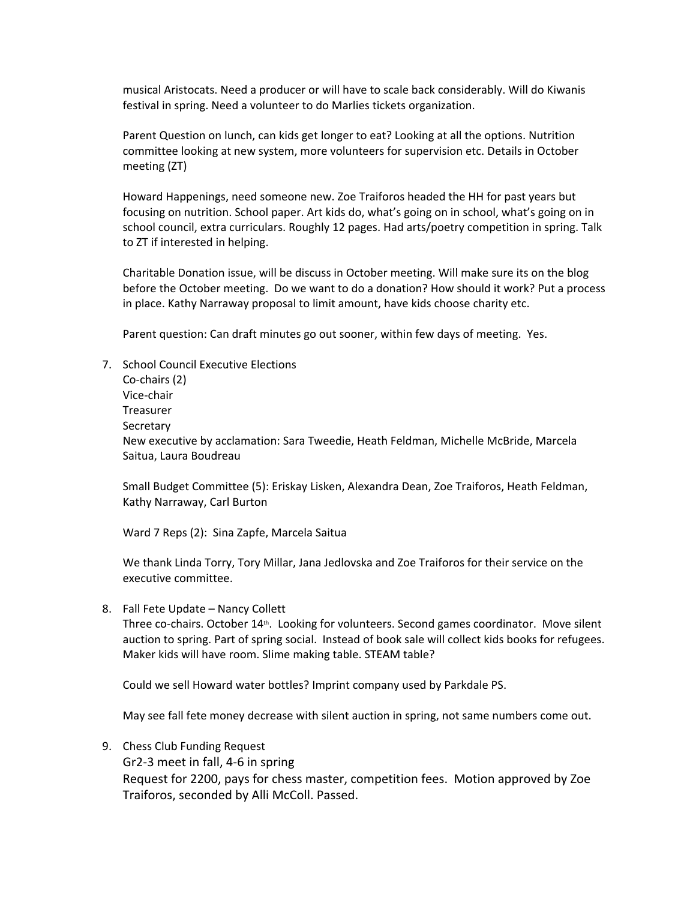musical Aristocats. Need a producer or will have to scale back considerably. Will do Kiwanis festival in spring. Need a volunteer to do Marlies tickets organization.

Parent Question on lunch, can kids get longer to eat? Looking at all the options. Nutrition committee looking at new system, more volunteers for supervision etc. Details in October meeting (ZT)

Howard Happenings, need someone new. Zoe Traiforos headed the HH for past years but focusing on nutrition. School paper. Art kids do, what's going on in school, what's going on in school council, extra curriculars. Roughly 12 pages. Had arts/poetry competition in spring. Talk to ZT if interested in helping.

Charitable Donation issue, will be discuss in October meeting. Will make sure its on the blog before the October meeting. Do we want to do a donation? How should it work? Put a process in place. Kathy Narraway proposal to limit amount, have kids choose charity etc.

Parent question: Can draft minutes go out sooner, within few days of meeting. Yes.

7. School Council Executive Elections
   Co-chairs (2)
   Vice-chair
   Treasurer
   Secretary
   New executive by acclamation: Sara Tweedie, Heath Feldman, Michelle McBride, Marcela Saitua, Laura Boudreau

   Small Budget Committee (5): Eriskay Lisken, Alexandra Dean, Zoe Traiforos, Heath Feldman, Kathy Narraway, Carl Burton

   Ward 7 Reps (2): Sina Zapfe, Marcela Saitua

   We thank Linda Torry, Tory Millar, Jana Jedlovska and Zoe Traiforos for their service on the executive committee.

8. Fall Fete Update – Nancy Collett
   Three co-chairs. October 14th. Looking for volunteers. Second games coordinator. Move silent auction to spring. Part of spring social. Instead of book sale will collect kids books for refugees. Maker kids will have room. Slime making table. STEAM table?

   Could we sell Howard water bottles? Imprint company used by Parkdale PS.

   May see fall fete money decrease with silent auction in spring, not same numbers come out.

9. Chess Club Funding Request
   Gr2-3 meet in fall, 4-6 in spring
   Request for 2200, pays for chess master, competition fees. Motion approved by Zoe Traiforos, seconded by Alli McColl. Passed.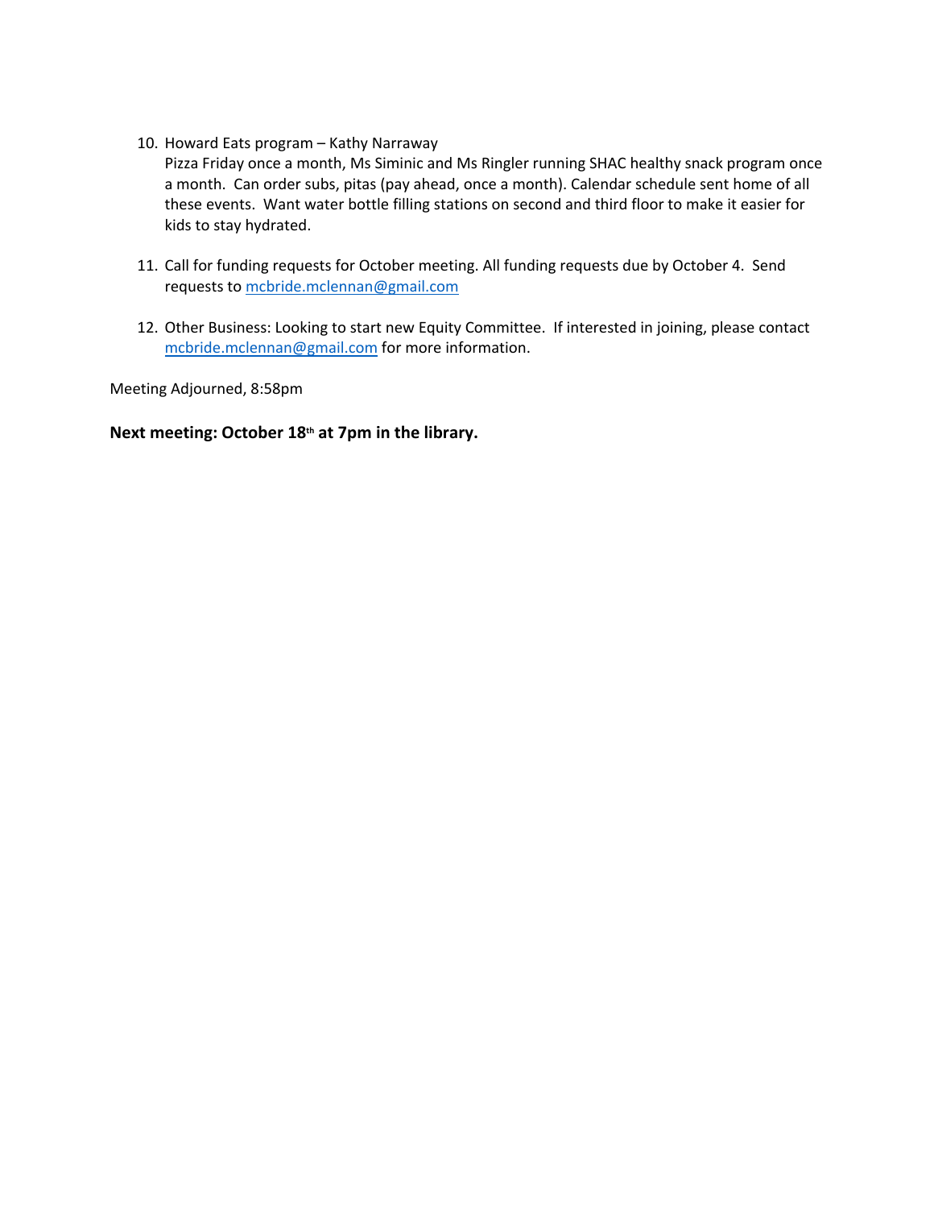10. Howard Eats program – Kathy Narraway
    Pizza Friday once a month, Ms Siminic and Ms Ringler running SHAC healthy snack program once a month. Can order subs, pitas (pay ahead, once a month). Calendar schedule sent home of all these events. Want water bottle filling stations on second and third floor to make it easier for kids to stay hydrated.

11. Call for funding requests for October meeting. All funding requests due by October 4. Send requests to mcbride.mclennan@gmail.com

12. Other Business: Looking to start new Equity Committee. If interested in joining, please contact mcbride.mclennan@gmail.com for more information.

Meeting Adjourned, 8:58pm

**Next meeting: October 18th at 7pm in the library.**